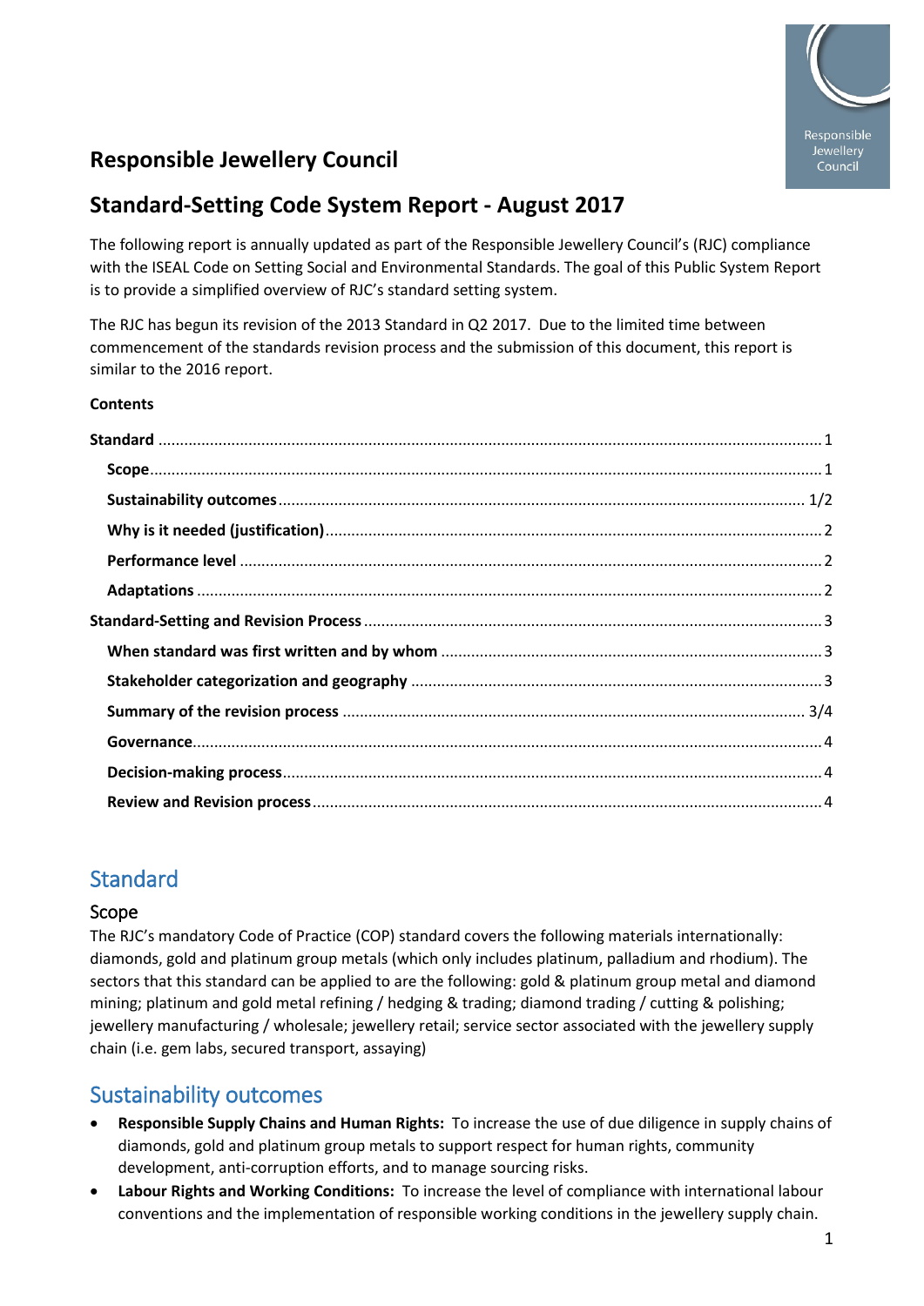# Responsible Jewellery Council

## Standard-Setting Code System Report - August 2017

The following report is annually updated as part of the Responsible Jewellery Council's (RJC) compliance with the ISEAL Code on Setting Social and Environmental Standards. The goal of this Public System Report is to provide a simplified overview of RJC's standard setting system.

The RJC has begun its revision of the 2013 Standard in Q2 2017. Due to the limited time between commencement of the standards revision process and the submission of this document, this report is similar to the 2016 report.

**Contents**

- **Standard** ... 1
  - **Scope** ... 1
  - **Sustainability outcomes** ... 1/2
  - **Why is it needed (justification)** ... 2
  - **Performance level** ... 2
  - **Adaptations** ... 2
- **Standard-Setting and Revision Process** ... 3
  - **When standard was first written and by whom** ... 3
  - **Stakeholder categorization and geography** ... 3
  - **Summary of the revision process** ... 3/4
  - **Governance** ... 4
  - **Decision-making process** ... 4
  - **Review and Revision process** ... 4

## Standard

### Scope

The RJC's mandatory Code of Practice (COP) standard covers the following materials internationally: diamonds, gold and platinum group metals (which only includes platinum, palladium and rhodium). The sectors that this standard can be applied to are the following: gold & platinum group metal and diamond mining; platinum and gold metal refining / hedging & trading; diamond trading / cutting & polishing; jewellery manufacturing / wholesale; jewellery retail; service sector associated with the jewellery supply chain (i.e. gem labs, secured transport, assaying)

## Sustainability outcomes

- **Responsible Supply Chains and Human Rights:** To increase the use of due diligence in supply chains of diamonds, gold and platinum group metals to support respect for human rights, community development, anti-corruption efforts, and to manage sourcing risks.
- **Labour Rights and Working Conditions:** To increase the level of compliance with international labour conventions and the implementation of responsible working conditions in the jewellery supply chain.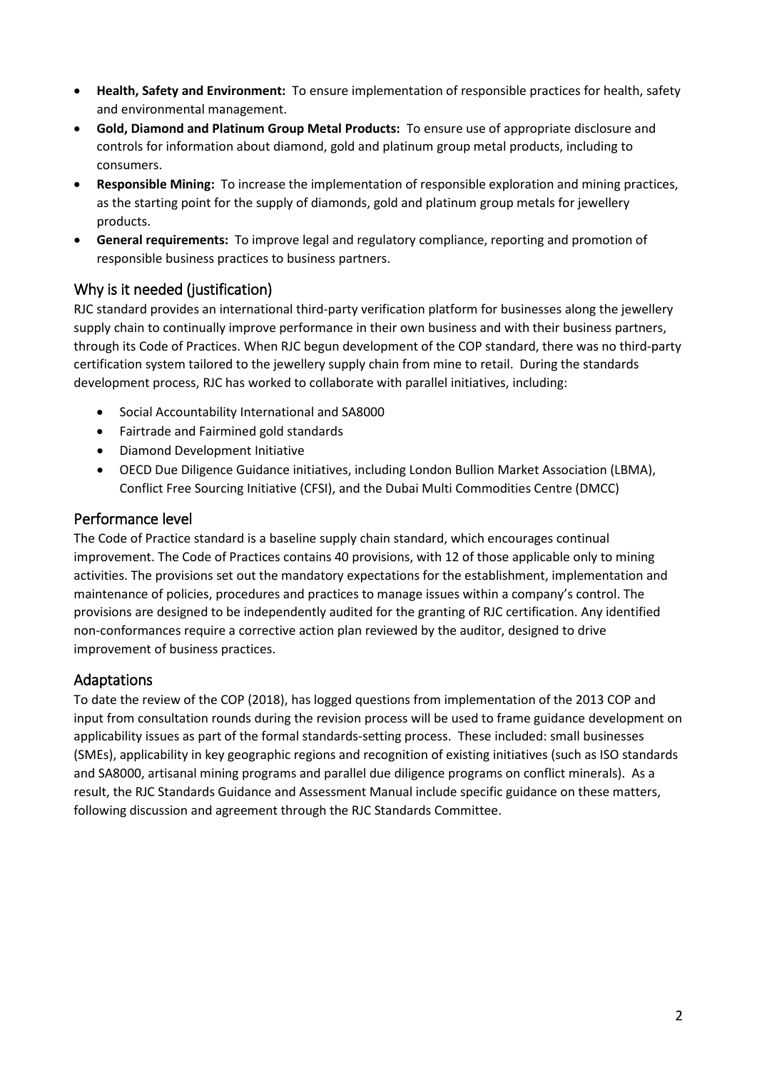- **Health, Safety and Environment:** To ensure implementation of responsible practices for health, safety and environmental management.
- **Gold, Diamond and Platinum Group Metal Products:** To ensure use of appropriate disclosure and controls for information about diamond, gold and platinum group metal products, including to consumers.
- **Responsible Mining:** To increase the implementation of responsible exploration and mining practices, as the starting point for the supply of diamonds, gold and platinum group metals for jewellery products.
- **General requirements:** To improve legal and regulatory compliance, reporting and promotion of responsible business practices to business partners.

## Why is it needed (justification)

RJC standard provides an international third-party verification platform for businesses along the jewellery supply chain to continually improve performance in their own business and with their business partners, through its Code of Practices. When RJC begun development of the COP standard, there was no third-party certification system tailored to the jewellery supply chain from mine to retail. During the standards development process, RJC has worked to collaborate with parallel initiatives, including:

- Social Accountability International and SA8000
- Fairtrade and Fairmined gold standards
- Diamond Development Initiative
- OECD Due Diligence Guidance initiatives, including London Bullion Market Association (LBMA), Conflict Free Sourcing Initiative (CFSI), and the Dubai Multi Commodities Centre (DMCC)

## Performance level

The Code of Practice standard is a baseline supply chain standard, which encourages continual improvement. The Code of Practices contains 40 provisions, with 12 of those applicable only to mining activities. The provisions set out the mandatory expectations for the establishment, implementation and maintenance of policies, procedures and practices to manage issues within a company's control. The provisions are designed to be independently audited for the granting of RJC certification. Any identified non-conformances require a corrective action plan reviewed by the auditor, designed to drive improvement of business practices.

## Adaptations

To date the review of the COP (2018), has logged questions from implementation of the 2013 COP and input from consultation rounds during the revision process will be used to frame guidance development on applicability issues as part of the formal standards-setting process. These included: small businesses (SMEs), applicability in key geographic regions and recognition of existing initiatives (such as ISO standards and SA8000, artisanal mining programs and parallel due diligence programs on conflict minerals). As a result, the RJC Standards Guidance and Assessment Manual include specific guidance on these matters, following discussion and agreement through the RJC Standards Committee.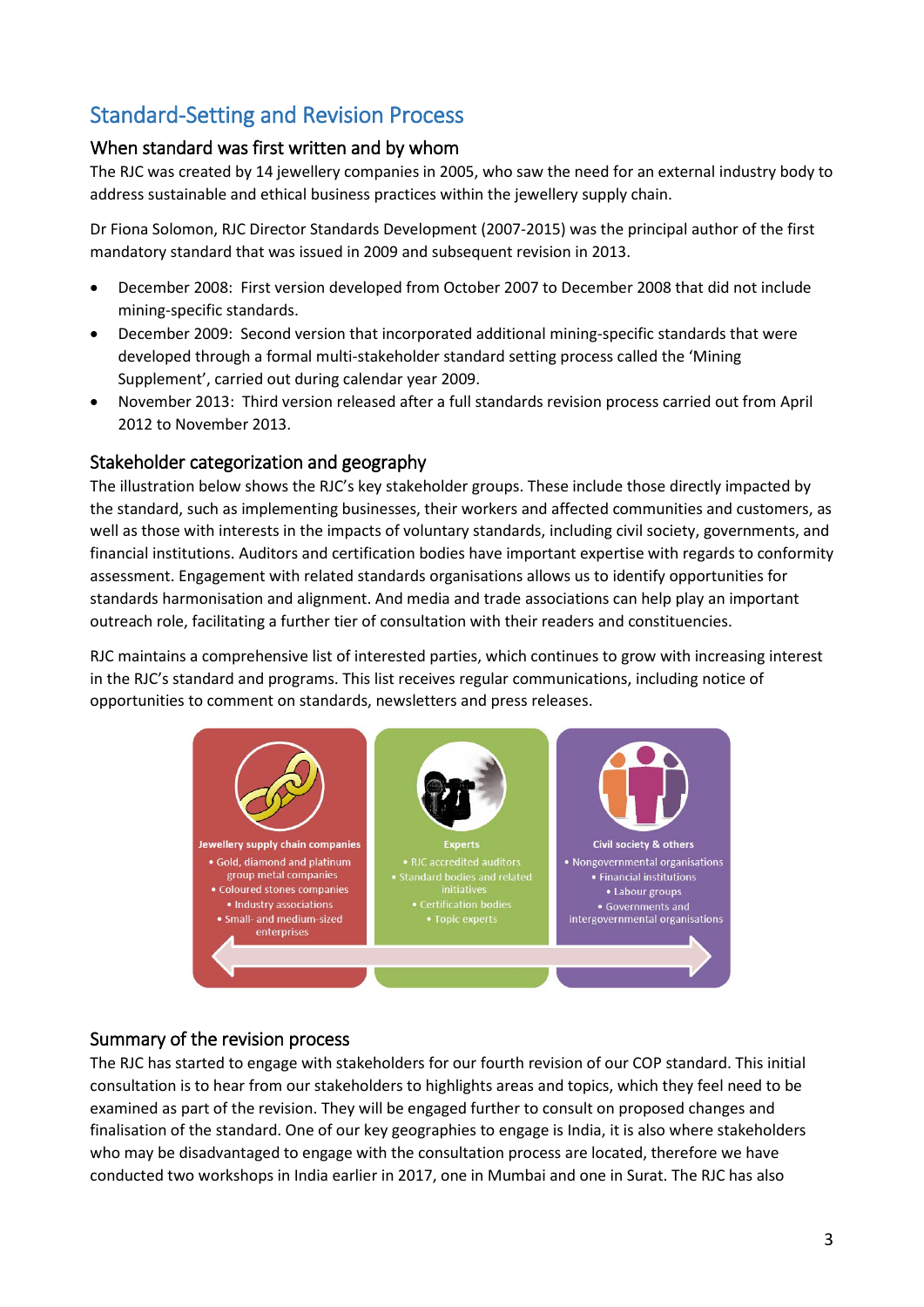## Standard-Setting and Revision Process

### When standard was first written and by whom

The RJC was created by 14 jewellery companies in 2005, who saw the need for an external industry body to address sustainable and ethical business practices within the jewellery supply chain.

Dr Fiona Solomon, RJC Director Standards Development (2007-2015) was the principal author of the first mandatory standard that was issued in 2009 and subsequent revision in 2013.

- December 2008: First version developed from October 2007 to December 2008 that did not include mining-specific standards.
- December 2009: Second version that incorporated additional mining-specific standards that were developed through a formal multi-stakeholder standard setting process called the 'Mining Supplement', carried out during calendar year 2009.
- November 2013: Third version released after a full standards revision process carried out from April 2012 to November 2013.

### Stakeholder categorization and geography

The illustration below shows the RJC's key stakeholder groups. These include those directly impacted by the standard, such as implementing businesses, their workers and affected communities and customers, as well as those with interests in the impacts of voluntary standards, including civil society, governments, and financial institutions. Auditors and certification bodies have important expertise with regards to conformity assessment. Engagement with related standards organisations allows us to identify opportunities for standards harmonisation and alignment. And media and trade associations can help play an important outreach role, facilitating a further tier of consultation with their readers and constituencies.

RJC maintains a comprehensive list of interested parties, which continues to grow with increasing interest in the RJC's standard and programs. This list receives regular communications, including notice of opportunities to comment on standards, newsletters and press releases.

**Jewellery supply chain companies**
- Gold, diamond and platinum group metal companies
- Coloured stones companies
- Industry associations
- Small- and medium-sized enterprises

**Experts**
- RJC accredited auditors
- Standard bodies and related initiatives
- Certification bodies
- Topic experts

**Civil society & others**
- Nongovernmental organisations
- Financial institutions
- Labour groups
- Governments and intergovernmental organisations

### Summary of the revision process

The RJC has started to engage with stakeholders for our fourth revision of our COP standard. This initial consultation is to hear from our stakeholders to highlights areas and topics, which they feel need to be examined as part of the revision. They will be engaged further to consult on proposed changes and finalisation of the standard. One of our key geographies to engage is India, it is also where stakeholders who may be disadvantaged to engage with the consultation process are located, therefore we have conducted two workshops in India earlier in 2017, one in Mumbai and one in Surat. The RJC has also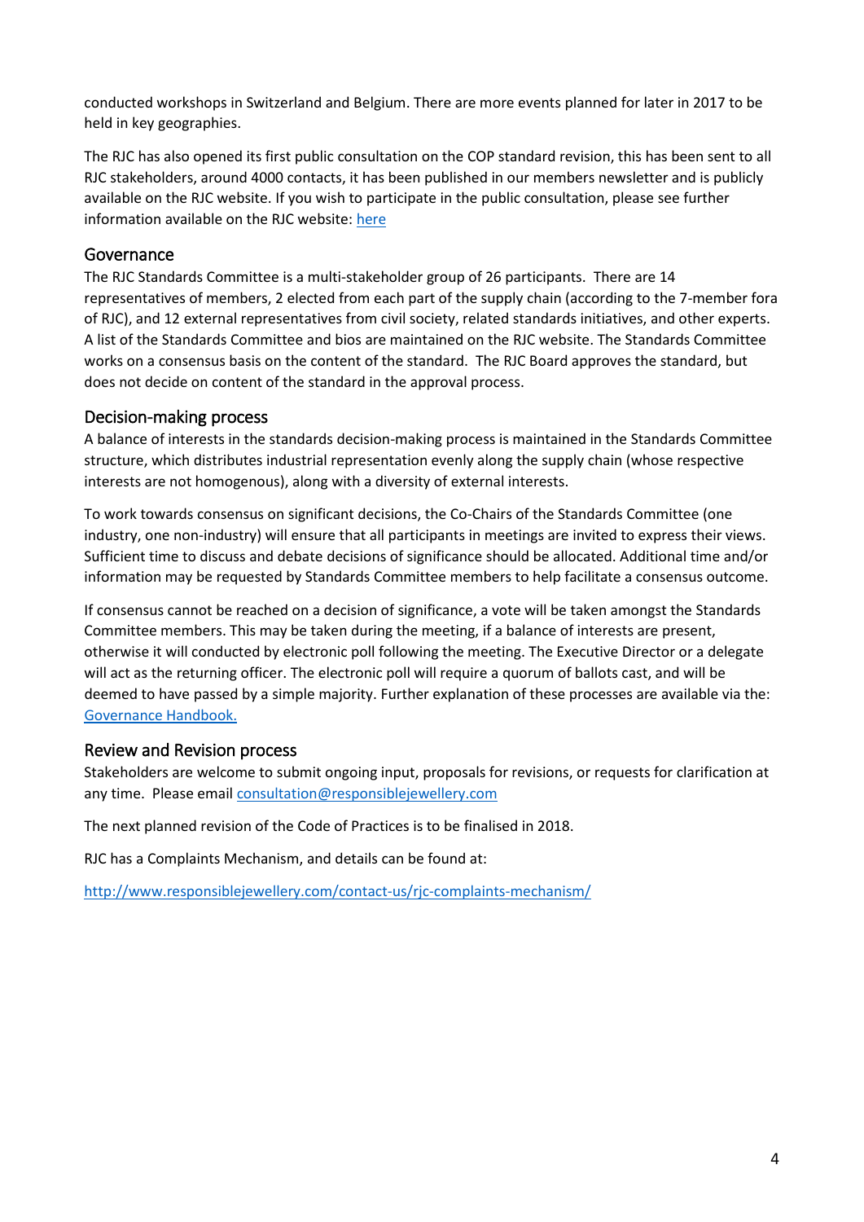conducted workshops in Switzerland and Belgium. There are more events planned for later in 2017 to be held in key geographies.

The RJC has also opened its first public consultation on the COP standard revision, this has been sent to all RJC stakeholders, around 4000 contacts, it has been published in our members newsletter and is publicly available on the RJC website. If you wish to participate in the public consultation, please see further information available on the RJC website: [here]()

## Governance

The RJC Standards Committee is a multi-stakeholder group of 26 participants. There are 14 representatives of members, 2 elected from each part of the supply chain (according to the 7-member fora of RJC), and 12 external representatives from civil society, related standards initiatives, and other experts. A list of the Standards Committee and bios are maintained on the RJC website. The Standards Committee works on a consensus basis on the content of the standard. The RJC Board approves the standard, but does not decide on content of the standard in the approval process.

## Decision-making process

A balance of interests in the standards decision-making process is maintained in the Standards Committee structure, which distributes industrial representation evenly along the supply chain (whose respective interests are not homogenous), along with a diversity of external interests.

To work towards consensus on significant decisions, the Co-Chairs of the Standards Committee (one industry, one non-industry) will ensure that all participants in meetings are invited to express their views. Sufficient time to discuss and debate decisions of significance should be allocated. Additional time and/or information may be requested by Standards Committee members to help facilitate a consensus outcome.

If consensus cannot be reached on a decision of significance, a vote will be taken amongst the Standards Committee members. This may be taken during the meeting, if a balance of interests are present, otherwise it will conducted by electronic poll following the meeting. The Executive Director or a delegate will act as the returning officer. The electronic poll will require a quorum of ballots cast, and will be deemed to have passed by a simple majority. Further explanation of these processes are available via the: [Governance Handbook.]()

## Review and Revision process

Stakeholders are welcome to submit ongoing input, proposals for revisions, or requests for clarification at any time. Please email [consultation@responsiblejewellery.com](mailto:consultation@responsiblejewellery.com)

The next planned revision of the Code of Practices is to be finalised in 2018.

RJC has a Complaints Mechanism, and details can be found at:

[http://www.responsiblejewellery.com/contact-us/rjc-complaints-mechanism/](http://www.responsiblejewellery.com/contact-us/rjc-complaints-mechanism/)